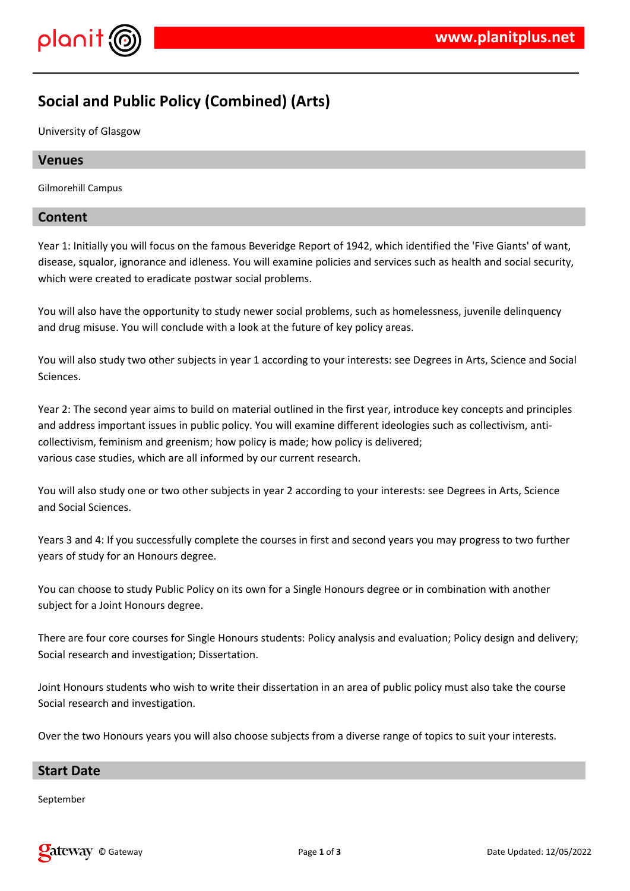# Social and Public Policy (Combined) (Arts)

University of Glasgow

## Venues

Gilmorehill Campus

## Content

Year 1: Initially you will focus on the famous Beveridge Report of 1942, which identified the 'Five Giants' of want, disease, squalor, ignorance and idleness. You will examine policies and services such as health and social security, which were created to eradicate postwar social problems.

You will also have the opportunity to study newer social problems, such as homelessness, juvenile delinquency and drug misuse. You will conclude with a look at the future of key policy areas.

You will also study two other subjects in year 1 according to your interests: see Degrees in Arts, Science and Social Sciences.

Year 2: The second year aims to build on material outlined in the first year, introduce key concepts and principles and address important issues in public policy. You will examine different ideologies such as collectivism, anti-collectivism, feminism and greenism; how policy is made; how policy is delivered;
various case studies, which are all informed by our current research.

You will also study one or two other subjects in year 2 according to your interests: see Degrees in Arts, Science and Social Sciences.

Years 3 and 4: If you successfully complete the courses in first and second years you may progress to two further years of study for an Honours degree.

You can choose to study Public Policy on its own for a Single Honours degree or in combination with another subject for a Joint Honours degree.

There are four core courses for Single Honours students: Policy analysis and evaluation; Policy design and delivery; Social research and investigation; Dissertation.

Joint Honours students who wish to write their dissertation in an area of public policy must also take the course Social research and investigation.

Over the two Honours years you will also choose subjects from a diverse range of topics to suit your interests.

## Start Date

September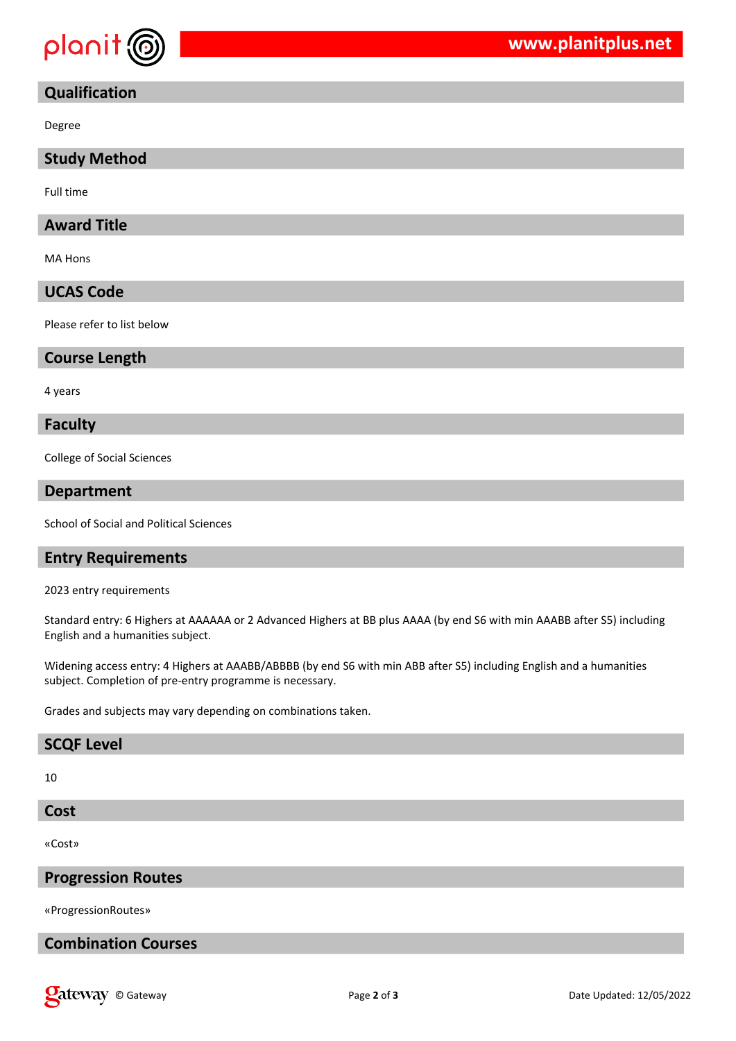## Qualification

Degree

## Study Method

Full time

## Award Title

MA Hons

## UCAS Code

Please refer to list below

## Course Length

4 years

## Faculty

College of Social Sciences

## Department

School of Social and Political Sciences

## Entry Requirements

2023 entry requirements

Standard entry: 6 Highers at AAAAAA or 2 Advanced Highers at BB plus AAAA (by end S6 with min AAABB after S5) including English and a humanities subject.

Widening access entry: 4 Highers at AAABB/ABBBB (by end S6 with min ABB after S5) including English and a humanities subject. Completion of pre-entry programme is necessary.

Grades and subjects may vary depending on combinations taken.

## SCQF Level

10

## Cost

«Cost»

## Progression Routes

«ProgressionRoutes»

## Combination Courses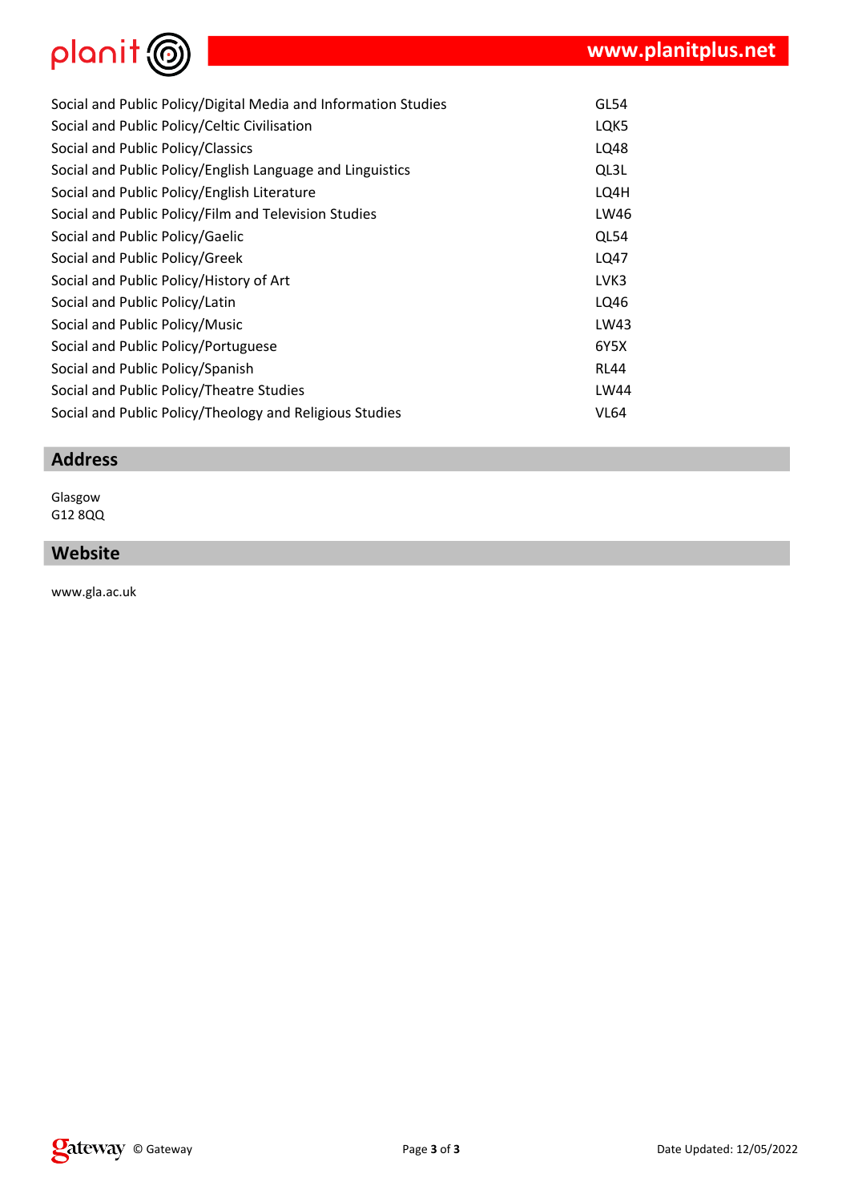| | |
|---|---|
| Social and Public Policy/Digital Media and Information Studies | GL54 |
| Social and Public Policy/Celtic Civilisation | LQK5 |
| Social and Public Policy/Classics | LQ48 |
| Social and Public Policy/English Language and Linguistics | QL3L |
| Social and Public Policy/English Literature | LQ4H |
| Social and Public Policy/Film and Television Studies | LW46 |
| Social and Public Policy/Gaelic | QL54 |
| Social and Public Policy/Greek | LQ47 |
| Social and Public Policy/History of Art | LVK3 |
| Social and Public Policy/Latin | LQ46 |
| Social and Public Policy/Music | LW43 |
| Social and Public Policy/Portuguese | 6Y5X |
| Social and Public Policy/Spanish | RL44 |
| Social and Public Policy/Theatre Studies | LW44 |
| Social and Public Policy/Theology and Religious Studies | VL64 |

## Address

Glasgow
G12 8QQ

## Website

www.gla.ac.uk